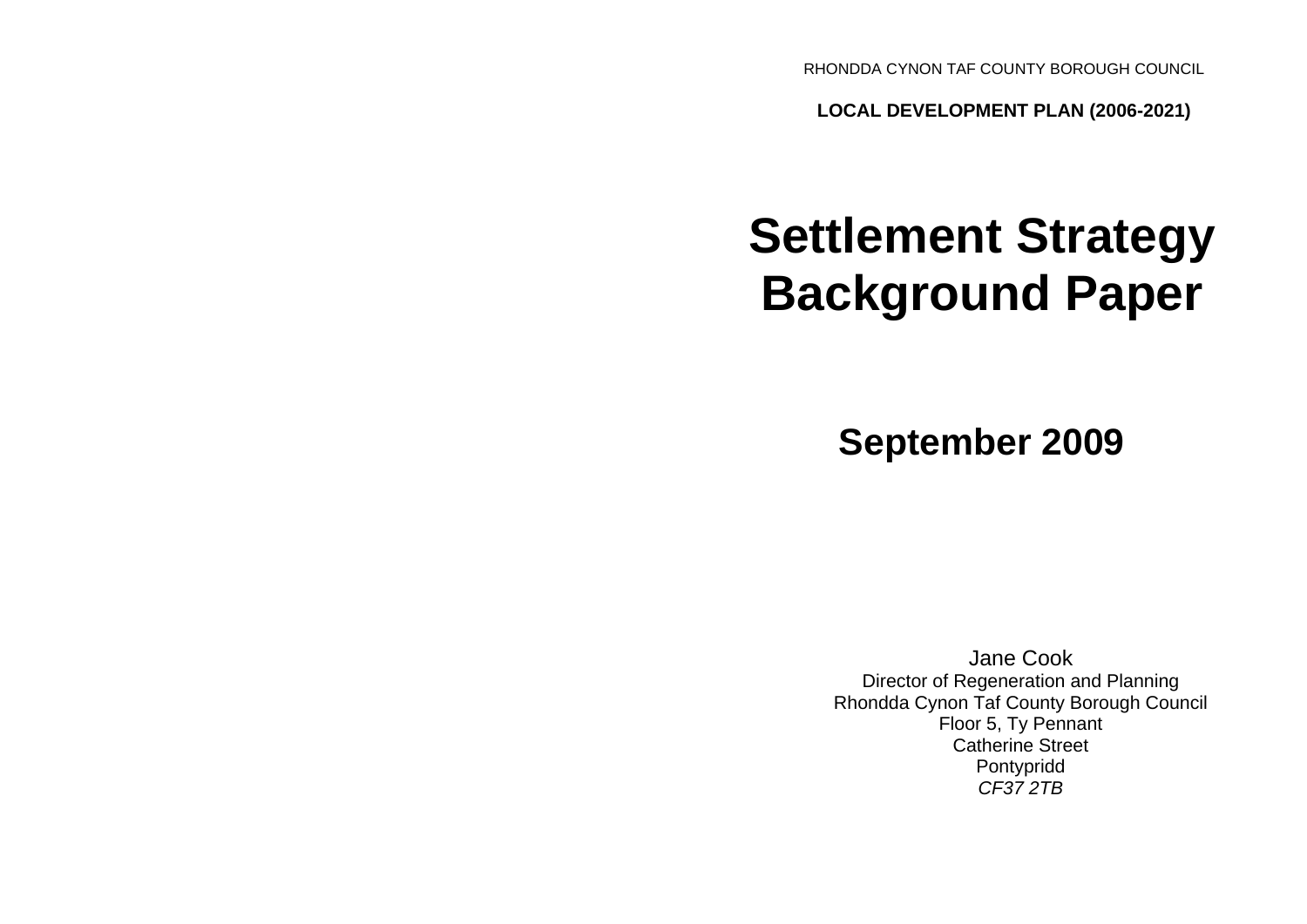RHONDDA CYNON TAF COUNTY BOROUGH COUNCIL

**LOCAL DEVELOPMENT PLAN (2006-2021)**

# Settlement Strategy Background Paper

## September 2009

Jane Cook
Director of Regeneration and Planning
Rhondda Cynon Taf County Borough Council
Floor 5, Ty Pennant
Catherine Street
Pontypridd
*CF37 2TB*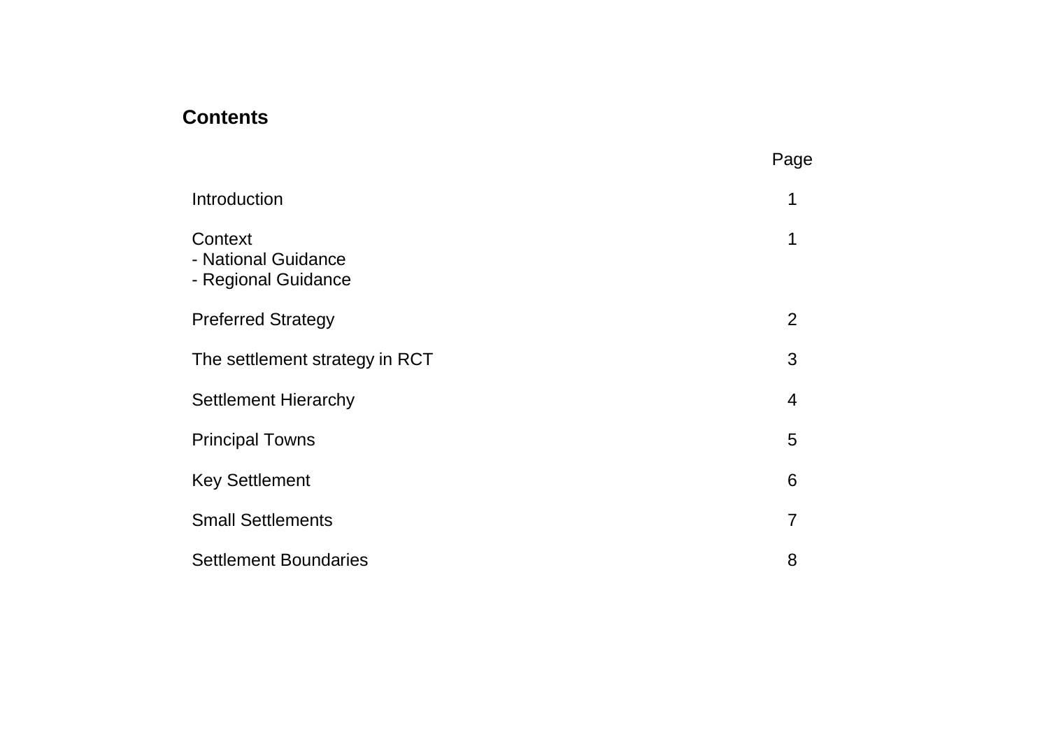## Contents

| | Page |
|---|---|
| Introduction | 1 |
| Context<br>- National Guidance<br>- Regional Guidance | 1 |
| Preferred Strategy | 2 |
| The settlement strategy in RCT | 3 |
| Settlement Hierarchy | 4 |
| Principal Towns | 5 |
| Key Settlement | 6 |
| Small Settlements | 7 |
| Settlement Boundaries | 8 |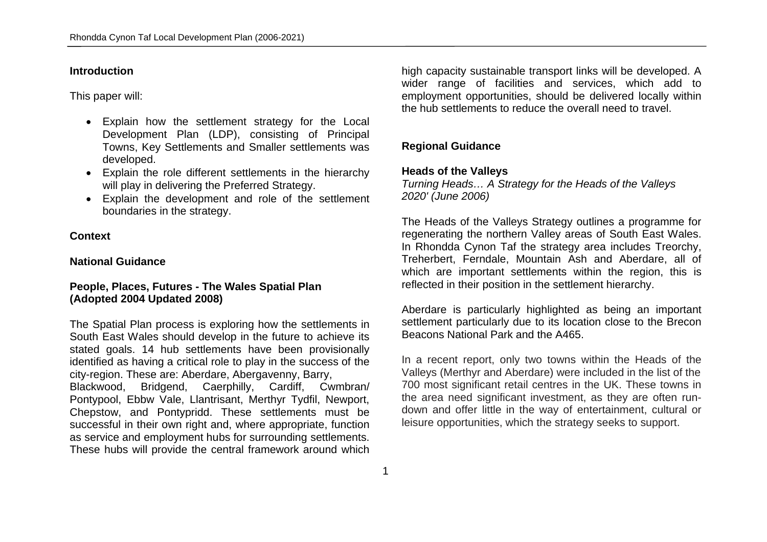## Introduction

This paper will:

- Explain how the settlement strategy for the Local Development Plan (LDP), consisting of Principal Towns, Key Settlements and Smaller settlements was developed.
- Explain the role different settlements in the hierarchy will play in delivering the Preferred Strategy.
- Explain the development and role of the settlement boundaries in the strategy.

## Context

### National Guidance

#### People, Places, Futures - The Wales Spatial Plan (Adopted 2004 Updated 2008)

The Spatial Plan process is exploring how the settlements in South East Wales should develop in the future to achieve its stated goals. 14 hub settlements have been provisionally identified as having a critical role to play in the success of the city-region. These are: Aberdare, Abergavenny, Barry, Blackwood, Bridgend, Caerphilly, Cardiff, Cwmbran/ Pontypool, Ebbw Vale, Llantrisant, Merthyr Tydfil, Newport, Chepstow, and Pontypridd. These settlements must be successful in their own right and, where appropriate, function as service and employment hubs for surrounding settlements. These hubs will provide the central framework around which high capacity sustainable transport links will be developed. A wider range of facilities and services, which add to employment opportunities, should be delivered locally within the hub settlements to reduce the overall need to travel.

### Regional Guidance

#### Heads of the Valleys

*Turning Heads… A Strategy for the Heads of the Valleys 2020' (June 2006)*

The Heads of the Valleys Strategy outlines a programme for regenerating the northern Valley areas of South East Wales. In Rhondda Cynon Taf the strategy area includes Treorchy, Treherbert, Ferndale, Mountain Ash and Aberdare, all of which are important settlements within the region, this is reflected in their position in the settlement hierarchy.

Aberdare is particularly highlighted as being an important settlement particularly due to its location close to the Brecon Beacons National Park and the A465.

In a recent report, only two towns within the Heads of the Valleys (Merthyr and Aberdare) were included in the list of the 700 most significant retail centres in the UK. These towns in the area need significant investment, as they are often run-down and offer little in the way of entertainment, cultural or leisure opportunities, which the strategy seeks to support.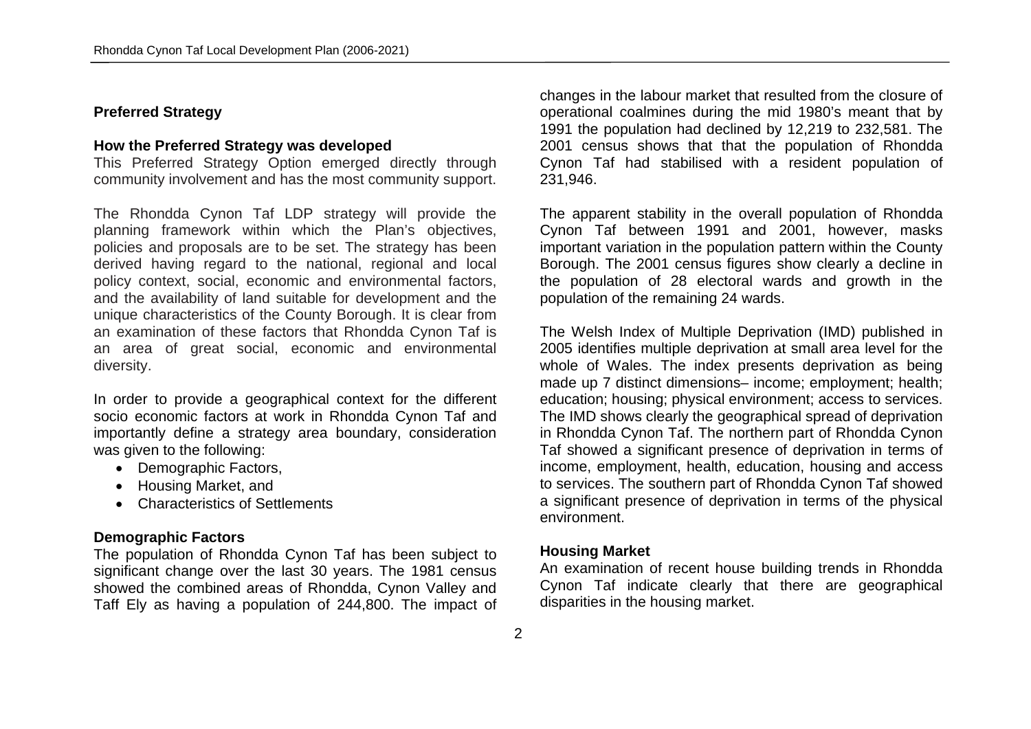## Preferred Strategy

### How the Preferred Strategy was developed

This Preferred Strategy Option emerged directly through community involvement and has the most community support.

The Rhondda Cynon Taf LDP strategy will provide the planning framework within which the Plan's objectives, policies and proposals are to be set. The strategy has been derived having regard to the national, regional and local policy context, social, economic and environmental factors, and the availability of land suitable for development and the unique characteristics of the County Borough. It is clear from an examination of these factors that Rhondda Cynon Taf is an area of great social, economic and environmental diversity.

In order to provide a geographical context for the different socio economic factors at work in Rhondda Cynon Taf and importantly define a strategy area boundary, consideration was given to the following:

- Demographic Factors,
- Housing Market, and
- Characteristics of Settlements

### Demographic Factors

The population of Rhondda Cynon Taf has been subject to significant change over the last 30 years. The 1981 census showed the combined areas of Rhondda, Cynon Valley and Taff Ely as having a population of 244,800. The impact of changes in the labour market that resulted from the closure of operational coalmines during the mid 1980's meant that by 1991 the population had declined by 12,219 to 232,581. The 2001 census shows that that the population of Rhondda Cynon Taf had stabilised with a resident population of 231,946.

The apparent stability in the overall population of Rhondda Cynon Taf between 1991 and 2001, however, masks important variation in the population pattern within the County Borough. The 2001 census figures show clearly a decline in the population of 28 electoral wards and growth in the population of the remaining 24 wards.

The Welsh Index of Multiple Deprivation (IMD) published in 2005 identifies multiple deprivation at small area level for the whole of Wales. The index presents deprivation as being made up 7 distinct dimensions– income; employment; health; education; housing; physical environment; access to services. The IMD shows clearly the geographical spread of deprivation in Rhondda Cynon Taf. The northern part of Rhondda Cynon Taf showed a significant presence of deprivation in terms of income, employment, health, education, housing and access to services. The southern part of Rhondda Cynon Taf showed a significant presence of deprivation in terms of the physical environment.

### Housing Market

An examination of recent house building trends in Rhondda Cynon Taf indicate clearly that there are geographical disparities in the housing market.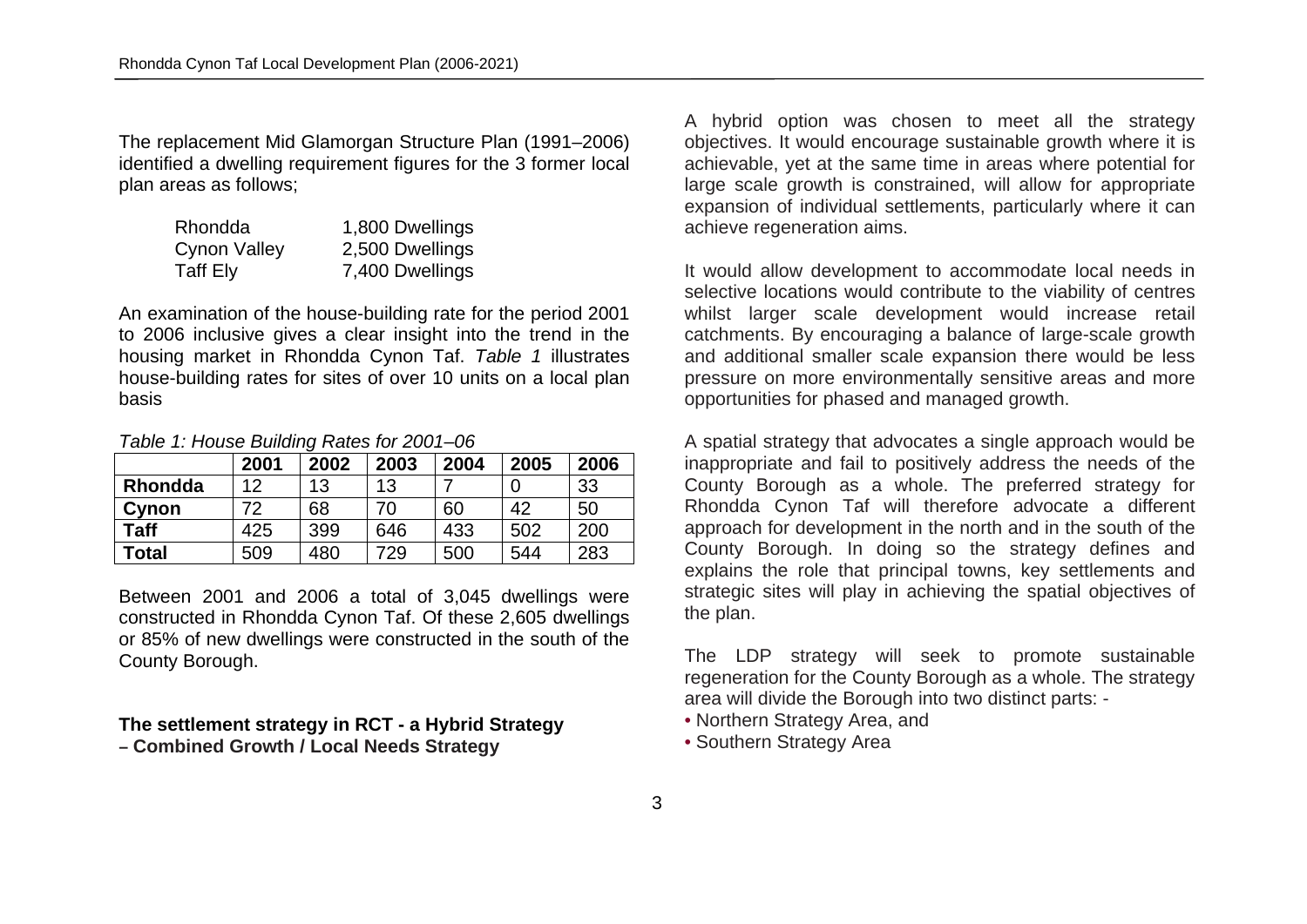The replacement Mid Glamorgan Structure Plan (1991–2006) identified a dwelling requirement figures for the 3 former local plan areas as follows;

| | |
|---|---|
| Rhondda | 1,800 Dwellings |
| Cynon Valley | 2,500 Dwellings |
| Taff Ely | 7,400 Dwellings |

An examination of the house-building rate for the period 2001 to 2006 inclusive gives a clear insight into the trend in the housing market in Rhondda Cynon Taf. *Table 1* illustrates house-building rates for sites of over 10 units on a local plan basis

*Table 1: House Building Rates for 2001–06*

| | 2001 | 2002 | 2003 | 2004 | 2005 | 2006 |
|---|---|---|---|---|---|---|
| **Rhondda** | 12 | 13 | 13 | 7 | 0 | 33 |
| **Cynon** | 72 | 68 | 70 | 60 | 42 | 50 |
| **Taff** | 425 | 399 | 646 | 433 | 502 | 200 |
| **Total** | 509 | 480 | 729 | 500 | 544 | 283 |

Between 2001 and 2006 a total of 3,045 dwellings were constructed in Rhondda Cynon Taf. Of these 2,605 dwellings or 85% of new dwellings were constructed in the south of the County Borough.

**The settlement strategy in RCT - a Hybrid Strategy**
**– Combined Growth / Local Needs Strategy**

A hybrid option was chosen to meet all the strategy objectives. It would encourage sustainable growth where it is achievable, yet at the same time in areas where potential for large scale growth is constrained, will allow for appropriate expansion of individual settlements, particularly where it can achieve regeneration aims.

It would allow development to accommodate local needs in selective locations would contribute to the viability of centres whilst larger scale development would increase retail catchments. By encouraging a balance of large-scale growth and additional smaller scale expansion there would be less pressure on more environmentally sensitive areas and more opportunities for phased and managed growth.

A spatial strategy that advocates a single approach would be inappropriate and fail to positively address the needs of the County Borough as a whole. The preferred strategy for Rhondda Cynon Taf will therefore advocate a different approach for development in the north and in the south of the County Borough. In doing so the strategy defines and explains the role that principal towns, key settlements and strategic sites will play in achieving the spatial objectives of the plan.

The LDP strategy will seek to promote sustainable regeneration for the County Borough as a whole. The strategy area will divide the Borough into two distinct parts: -

- Northern Strategy Area, and
- Southern Strategy Area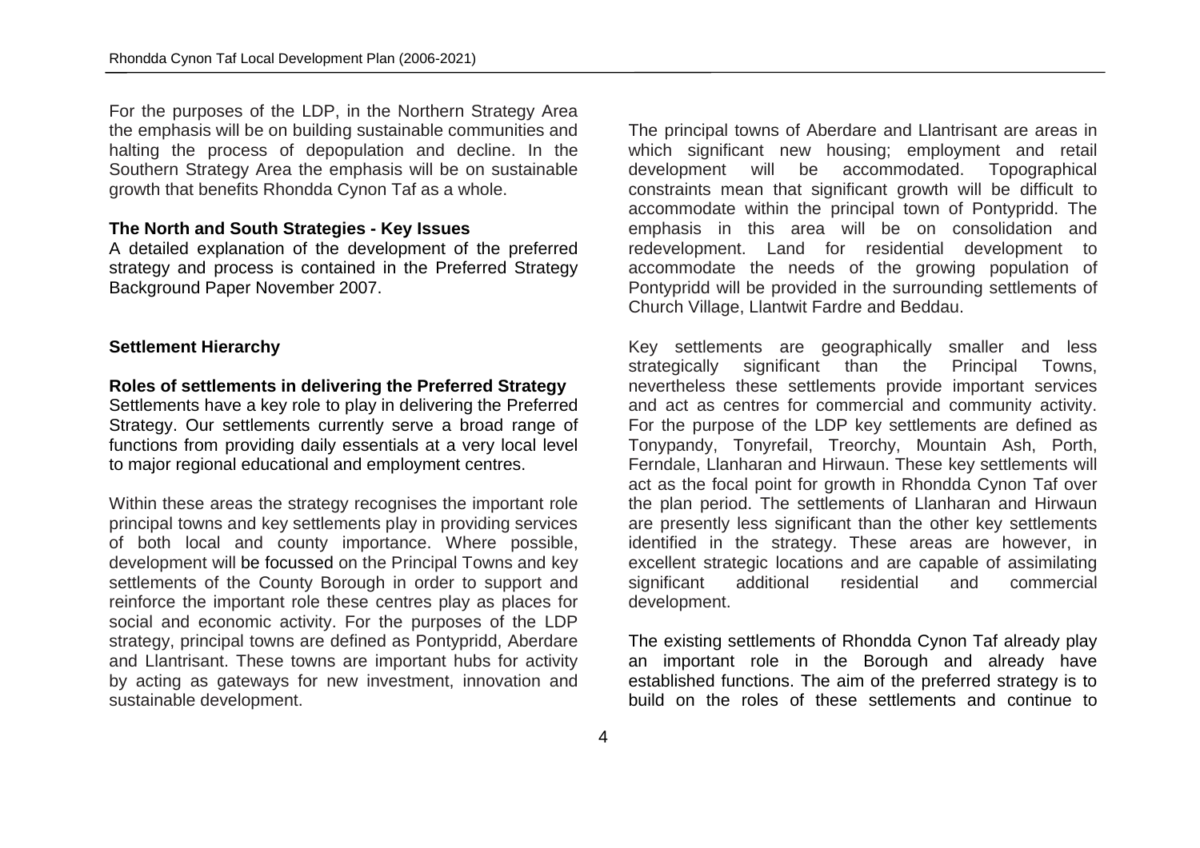For the purposes of the LDP, in the Northern Strategy Area the emphasis will be on building sustainable communities and halting the process of depopulation and decline. In the Southern Strategy Area the emphasis will be on sustainable growth that benefits Rhondda Cynon Taf as a whole.

**The North and South Strategies - Key Issues**

A detailed explanation of the development of the preferred strategy and process is contained in the Preferred Strategy Background Paper November 2007.

**Settlement Hierarchy**

**Roles of settlements in delivering the Preferred Strategy**

Settlements have a key role to play in delivering the Preferred Strategy. Our settlements currently serve a broad range of functions from providing daily essentials at a very local level to major regional educational and employment centres.

Within these areas the strategy recognises the important role principal towns and key settlements play in providing services of both local and county importance. Where possible, development will be focussed on the Principal Towns and key settlements of the County Borough in order to support and reinforce the important role these centres play as places for social and economic activity. For the purposes of the LDP strategy, principal towns are defined as Pontypridd, Aberdare and Llantrisant. These towns are important hubs for activity by acting as gateways for new investment, innovation and sustainable development.

The principal towns of Aberdare and Llantrisant are areas in which significant new housing; employment and retail development will be accommodated. Topographical constraints mean that significant growth will be difficult to accommodate within the principal town of Pontypridd. The emphasis in this area will be on consolidation and redevelopment. Land for residential development to accommodate the needs of the growing population of Pontypridd will be provided in the surrounding settlements of Church Village, Llantwit Fardre and Beddau.

Key settlements are geographically smaller and less strategically significant than the Principal Towns, nevertheless these settlements provide important services and act as centres for commercial and community activity. For the purpose of the LDP key settlements are defined as Tonypandy, Tonyrefail, Treorchy, Mountain Ash, Porth, Ferndale, Llanharan and Hirwaun. These key settlements will act as the focal point for growth in Rhondda Cynon Taf over the plan period. The settlements of Llanharan and Hirwaun are presently less significant than the other key settlements identified in the strategy. These areas are however, in excellent strategic locations and are capable of assimilating significant additional residential and commercial development.

The existing settlements of Rhondda Cynon Taf already play an important role in the Borough and already have established functions. The aim of the preferred strategy is to build on the roles of these settlements and continue to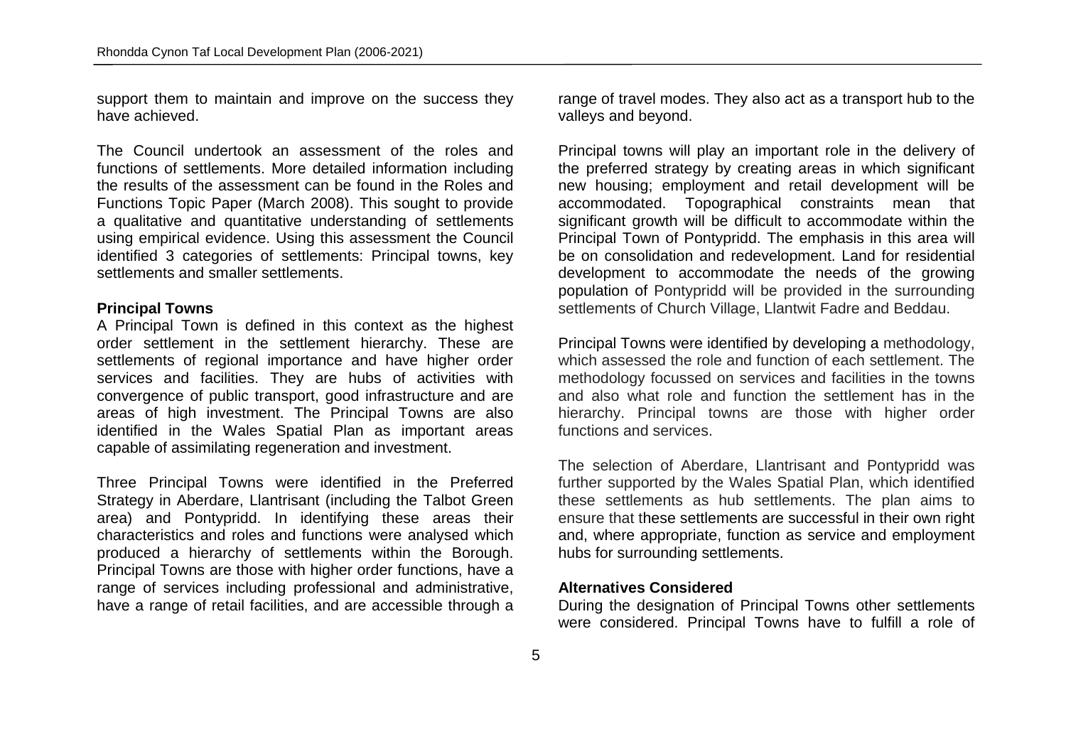support them to maintain and improve on the success they have achieved.

The Council undertook an assessment of the roles and functions of settlements. More detailed information including the results of the assessment can be found in the Roles and Functions Topic Paper (March 2008). This sought to provide a qualitative and quantitative understanding of settlements using empirical evidence. Using this assessment the Council identified 3 categories of settlements: Principal towns, key settlements and smaller settlements.

**Principal Towns**

A Principal Town is defined in this context as the highest order settlement in the settlement hierarchy. These are settlements of regional importance and have higher order services and facilities. They are hubs of activities with convergence of public transport, good infrastructure and are areas of high investment. The Principal Towns are also identified in the Wales Spatial Plan as important areas capable of assimilating regeneration and investment.

Three Principal Towns were identified in the Preferred Strategy in Aberdare, Llantrisant (including the Talbot Green area) and Pontypridd. In identifying these areas their characteristics and roles and functions were analysed which produced a hierarchy of settlements within the Borough. Principal Towns are those with higher order functions, have a range of services including professional and administrative, have a range of retail facilities, and are accessible through a range of travel modes. They also act as a transport hub to the valleys and beyond.

Principal towns will play an important role in the delivery of the preferred strategy by creating areas in which significant new housing; employment and retail development will be accommodated. Topographical constraints mean that significant growth will be difficult to accommodate within the Principal Town of Pontypridd. The emphasis in this area will be on consolidation and redevelopment. Land for residential development to accommodate the needs of the growing population of Pontypridd will be provided in the surrounding settlements of Church Village, Llantwit Fadre and Beddau.

Principal Towns were identified by developing a methodology, which assessed the role and function of each settlement. The methodology focussed on services and facilities in the towns and also what role and function the settlement has in the hierarchy. Principal towns are those with higher order functions and services.

The selection of Aberdare, Llantrisant and Pontypridd was further supported by the Wales Spatial Plan, which identified these settlements as hub settlements. The plan aims to ensure that these settlements are successful in their own right and, where appropriate, function as service and employment hubs for surrounding settlements.

**Alternatives Considered**

During the designation of Principal Towns other settlements were considered. Principal Towns have to fulfill a role of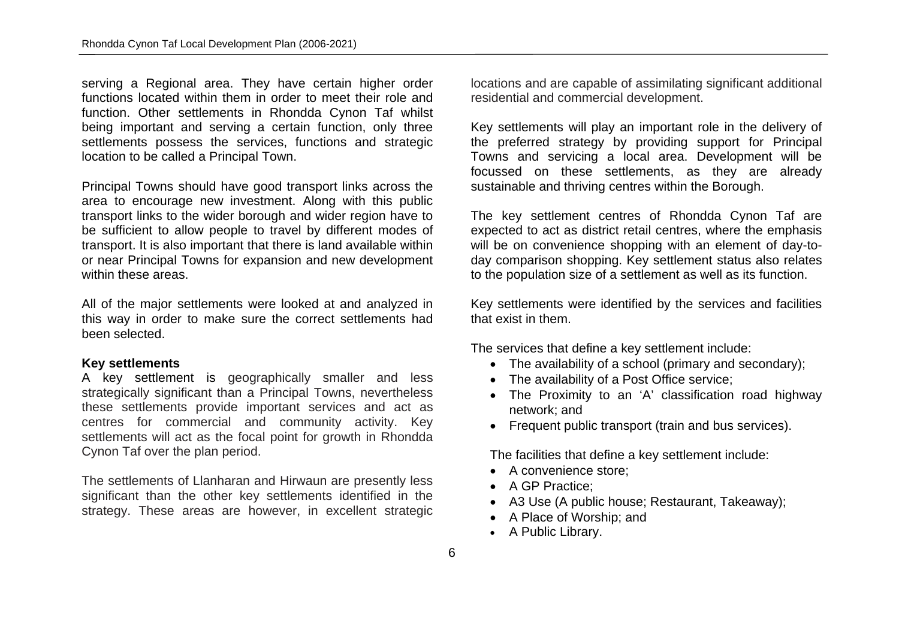serving a Regional area. They have certain higher order functions located within them in order to meet their role and function. Other settlements in Rhondda Cynon Taf whilst being important and serving a certain function, only three settlements possess the services, functions and strategic location to be called a Principal Town.

Principal Towns should have good transport links across the area to encourage new investment. Along with this public transport links to the wider borough and wider region have to be sufficient to allow people to travel by different modes of transport. It is also important that there is land available within or near Principal Towns for expansion and new development within these areas.

All of the major settlements were looked at and analyzed in this way in order to make sure the correct settlements had been selected.

**Key settlements**

A key settlement is geographically smaller and less strategically significant than a Principal Towns, nevertheless these settlements provide important services and act as centres for commercial and community activity. Key settlements will act as the focal point for growth in Rhondda Cynon Taf over the plan period.

The settlements of Llanharan and Hirwaun are presently less significant than the other key settlements identified in the strategy. These areas are however, in excellent strategic locations and are capable of assimilating significant additional residential and commercial development.

Key settlements will play an important role in the delivery of the preferred strategy by providing support for Principal Towns and servicing a local area. Development will be focussed on these settlements, as they are already sustainable and thriving centres within the Borough.

The key settlement centres of Rhondda Cynon Taf are expected to act as district retail centres, where the emphasis will be on convenience shopping with an element of day-to-day comparison shopping. Key settlement status also relates to the population size of a settlement as well as its function.

Key settlements were identified by the services and facilities that exist in them.

The services that define a key settlement include:

- The availability of a school (primary and secondary);
- The availability of a Post Office service;
- The Proximity to an 'A' classification road highway network; and
- Frequent public transport (train and bus services).

The facilities that define a key settlement include:

- A convenience store;
- A GP Practice;
- A3 Use (A public house; Restaurant, Takeaway);
- A Place of Worship; and
- A Public Library.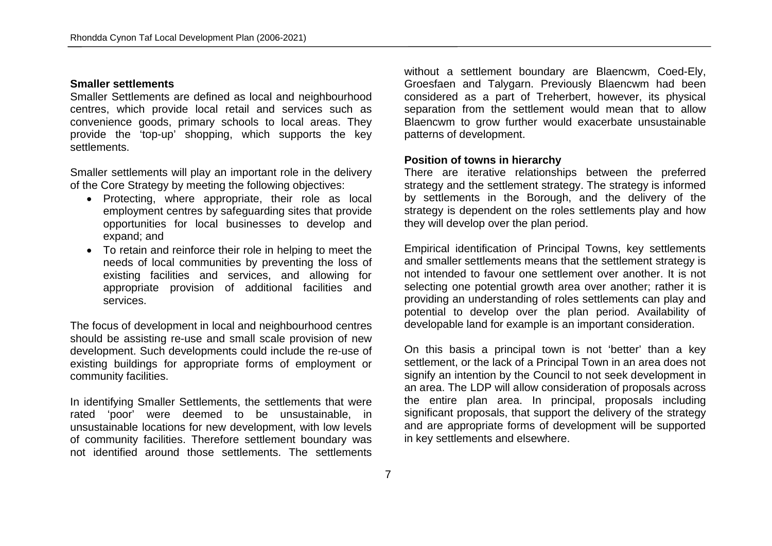**Smaller settlements**

Smaller Settlements are defined as local and neighbourhood centres, which provide local retail and services such as convenience goods, primary schools to local areas. They provide the 'top-up' shopping, which supports the key settlements.

Smaller settlements will play an important role in the delivery of the Core Strategy by meeting the following objectives:

- Protecting, where appropriate, their role as local employment centres by safeguarding sites that provide opportunities for local businesses to develop and expand; and
- To retain and reinforce their role in helping to meet the needs of local communities by preventing the loss of existing facilities and services, and allowing for appropriate provision of additional facilities and services.

The focus of development in local and neighbourhood centres should be assisting re-use and small scale provision of new development. Such developments could include the re-use of existing buildings for appropriate forms of employment or community facilities.

In identifying Smaller Settlements, the settlements that were rated 'poor' were deemed to be unsustainable, in unsustainable locations for new development, with low levels of community facilities. Therefore settlement boundary was not identified around those settlements. The settlements without a settlement boundary are Blaencwm, Coed-Ely, Groesfaen and Talygarn. Previously Blaencwm had been considered as a part of Treherbert, however, its physical separation from the settlement would mean that to allow Blaencwm to grow further would exacerbate unsustainable patterns of development.

**Position of towns in hierarchy**

There are iterative relationships between the preferred strategy and the settlement strategy. The strategy is informed by settlements in the Borough, and the delivery of the strategy is dependent on the roles settlements play and how they will develop over the plan period.

Empirical identification of Principal Towns, key settlements and smaller settlements means that the settlement strategy is not intended to favour one settlement over another. It is not selecting one potential growth area over another; rather it is providing an understanding of roles settlements can play and potential to develop over the plan period. Availability of developable land for example is an important consideration.

On this basis a principal town is not 'better' than a key settlement, or the lack of a Principal Town in an area does not signify an intention by the Council to not seek development in an area. The LDP will allow consideration of proposals across the entire plan area. In principal, proposals including significant proposals, that support the delivery of the strategy and are appropriate forms of development will be supported in key settlements and elsewhere.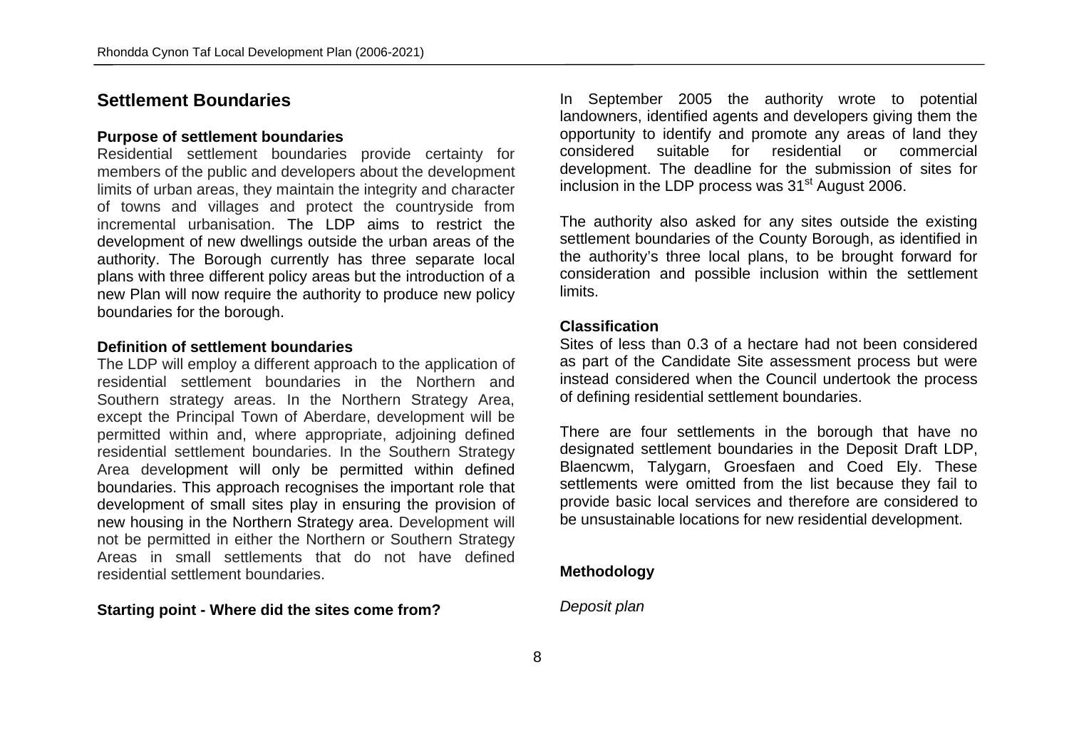## Settlement Boundaries

### Purpose of settlement boundaries

Residential settlement boundaries provide certainty for members of the public and developers about the development limits of urban areas, they maintain the integrity and character of towns and villages and protect the countryside from incremental urbanisation. The LDP aims to restrict the development of new dwellings outside the urban areas of the authority. The Borough currently has three separate local plans with three different policy areas but the introduction of a new Plan will now require the authority to produce new policy boundaries for the borough.

### Definition of settlement boundaries

The LDP will employ a different approach to the application of residential settlement boundaries in the Northern and Southern strategy areas. In the Northern Strategy Area, except the Principal Town of Aberdare, development will be permitted within and, where appropriate, adjoining defined residential settlement boundaries. In the Southern Strategy Area development will only be permitted within defined boundaries. This approach recognises the important role that development of small sites play in ensuring the provision of new housing in the Northern Strategy area. Development will not be permitted in either the Northern or Southern Strategy Areas in small settlements that do not have defined residential settlement boundaries.

### Starting point - Where did the sites come from?

In September 2005 the authority wrote to potential landowners, identified agents and developers giving them the opportunity to identify and promote any areas of land they considered suitable for residential or commercial development. The deadline for the submission of sites for inclusion in the LDP process was 31st August 2006.

The authority also asked for any sites outside the existing settlement boundaries of the County Borough, as identified in the authority's three local plans, to be brought forward for consideration and possible inclusion within the settlement limits.

### Classification

Sites of less than 0.3 of a hectare had not been considered as part of the Candidate Site assessment process but were instead considered when the Council undertook the process of defining residential settlement boundaries.

There are four settlements in the borough that have no designated settlement boundaries in the Deposit Draft LDP, Blaencwm, Talygarn, Groesfaen and Coed Ely. These settlements were omitted from the list because they fail to provide basic local services and therefore are considered to be unsustainable locations for new residential development.

### Methodology

*Deposit plan*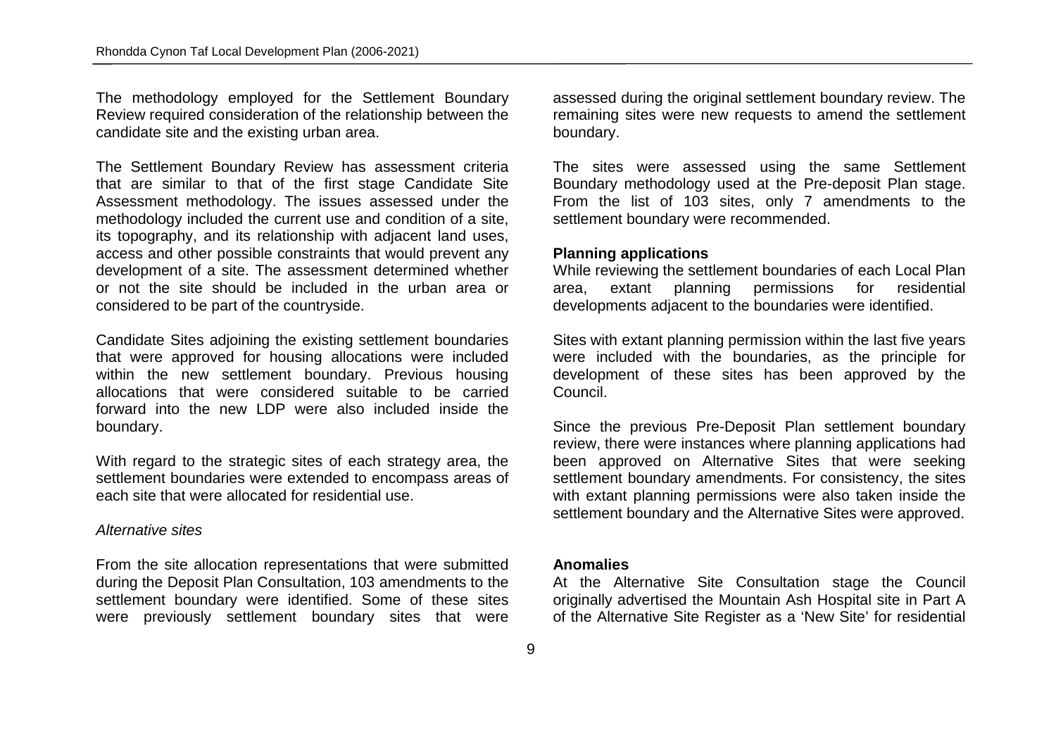The methodology employed for the Settlement Boundary Review required consideration of the relationship between the candidate site and the existing urban area.

The Settlement Boundary Review has assessment criteria that are similar to that of the first stage Candidate Site Assessment methodology. The issues assessed under the methodology included the current use and condition of a site, its topography, and its relationship with adjacent land uses, access and other possible constraints that would prevent any development of a site. The assessment determined whether or not the site should be included in the urban area or considered to be part of the countryside.

Candidate Sites adjoining the existing settlement boundaries that were approved for housing allocations were included within the new settlement boundary. Previous housing allocations that were considered suitable to be carried forward into the new LDP were also included inside the boundary.

With regard to the strategic sites of each strategy area, the settlement boundaries were extended to encompass areas of each site that were allocated for residential use.

*Alternative sites*

From the site allocation representations that were submitted during the Deposit Plan Consultation, 103 amendments to the settlement boundary were identified. Some of these sites were previously settlement boundary sites that were assessed during the original settlement boundary review. The remaining sites were new requests to amend the settlement boundary.

The sites were assessed using the same Settlement Boundary methodology used at the Pre-deposit Plan stage. From the list of 103 sites, only 7 amendments to the settlement boundary were recommended.

**Planning applications**

While reviewing the settlement boundaries of each Local Plan area, extant planning permissions for residential developments adjacent to the boundaries were identified.

Sites with extant planning permission within the last five years were included with the boundaries, as the principle for development of these sites has been approved by the Council.

Since the previous Pre-Deposit Plan settlement boundary review, there were instances where planning applications had been approved on Alternative Sites that were seeking settlement boundary amendments. For consistency, the sites with extant planning permissions were also taken inside the settlement boundary and the Alternative Sites were approved.

**Anomalies**

At the Alternative Site Consultation stage the Council originally advertised the Mountain Ash Hospital site in Part A of the Alternative Site Register as a 'New Site' for residential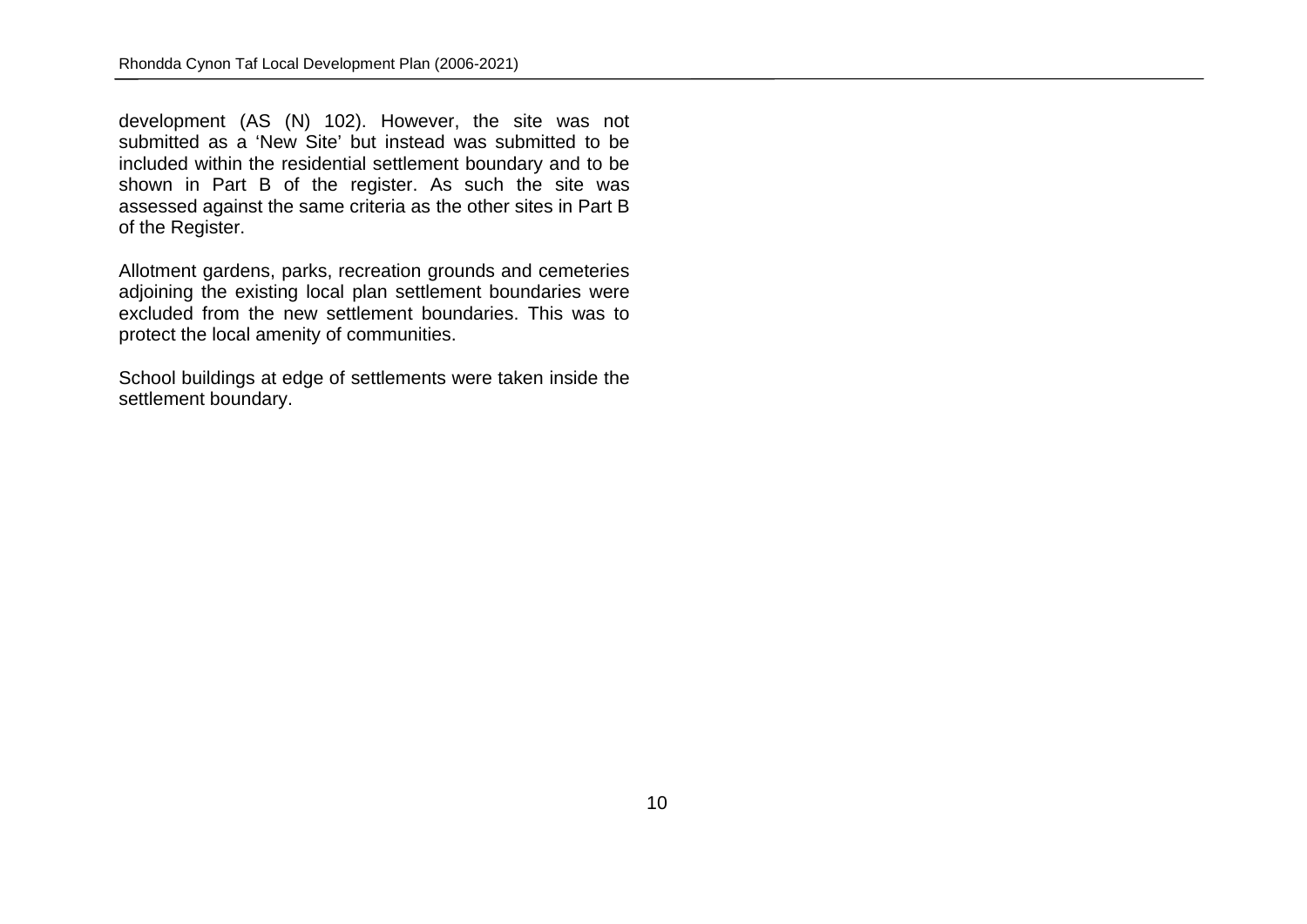development (AS (N) 102). However, the site was not submitted as a 'New Site' but instead was submitted to be included within the residential settlement boundary and to be shown in Part B of the register. As such the site was assessed against the same criteria as the other sites in Part B of the Register.

Allotment gardens, parks, recreation grounds and cemeteries adjoining the existing local plan settlement boundaries were excluded from the new settlement boundaries. This was to protect the local amenity of communities.

School buildings at edge of settlements were taken inside the settlement boundary.